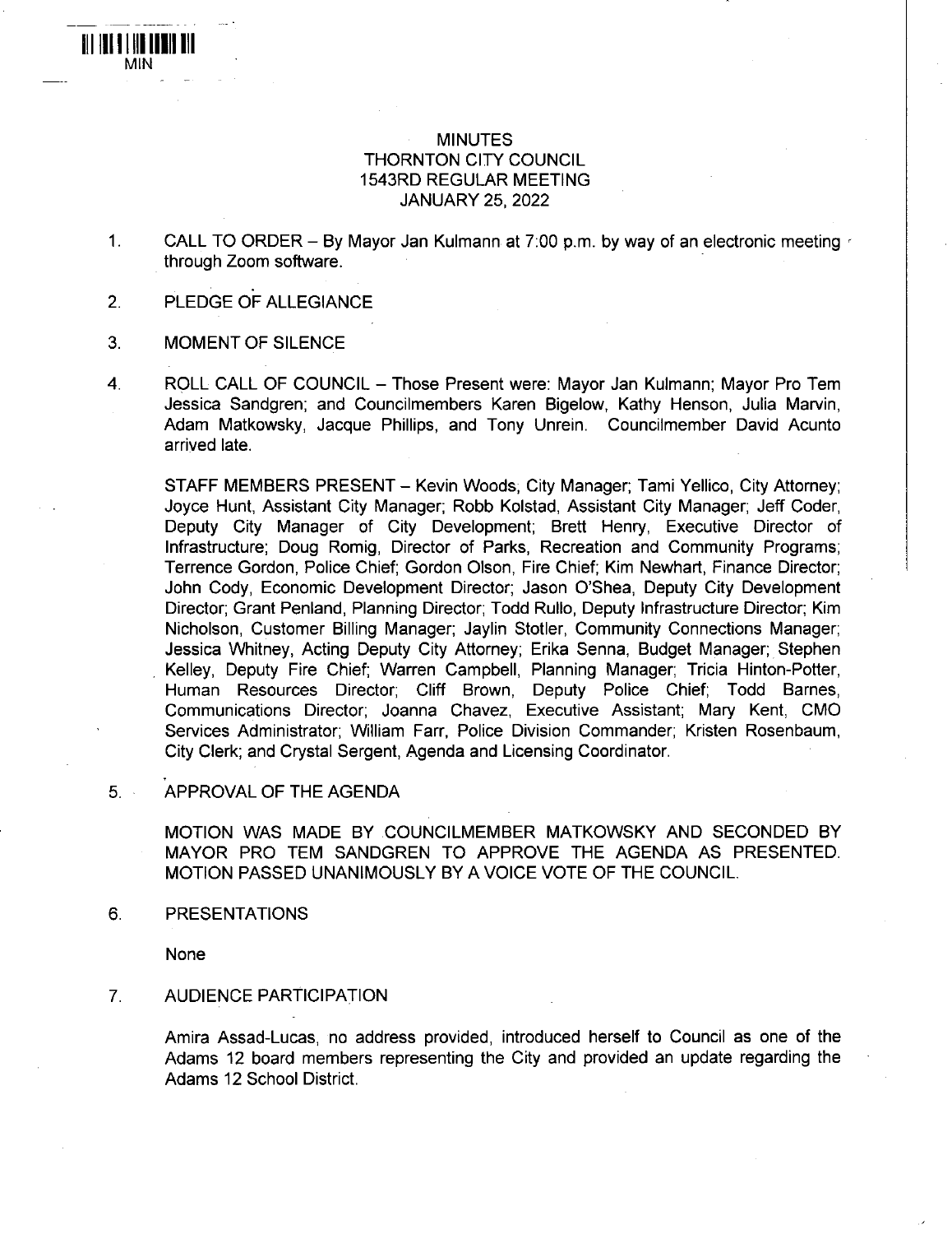MIN

# MINUTES
## THORNTON CITY COUNCIL
## 1543RD REGULAR MEETING
## JANUARY 25, 2022

1. CALL TO ORDER – By Mayor Jan Kulmann at 7:00 p.m. by way of an electronic meeting through Zoom software.

2. PLEDGE OF ALLEGIANCE

3. MOMENT OF SILENCE

4. ROLL CALL OF COUNCIL – Those Present were: Mayor Jan Kulmann; Mayor Pro Tem Jessica Sandgren; and Councilmembers Karen Bigelow, Kathy Henson, Julia Marvin, Adam Matkowsky, Jacque Phillips, and Tony Unrein. Councilmember David Acunto arrived late.

   STAFF MEMBERS PRESENT – Kevin Woods, City Manager; Tami Yellico, City Attorney; Joyce Hunt, Assistant City Manager; Robb Kolstad, Assistant City Manager; Jeff Coder, Deputy City Manager of City Development; Brett Henry, Executive Director of Infrastructure; Doug Romig, Director of Parks, Recreation and Community Programs; Terrence Gordon, Police Chief; Gordon Olson, Fire Chief; Kim Newhart, Finance Director; John Cody, Economic Development Director; Jason O'Shea, Deputy City Development Director; Grant Penland, Planning Director; Todd Rullo, Deputy Infrastructure Director; Kim Nicholson, Customer Billing Manager; Jaylin Stotler, Community Connections Manager; Jessica Whitney, Acting Deputy City Attorney; Erika Senna, Budget Manager; Stephen Kelley, Deputy Fire Chief; Warren Campbell, Planning Manager; Tricia Hinton-Potter, Human Resources Director; Cliff Brown, Deputy Police Chief; Todd Barnes, Communications Director; Joanna Chavez, Executive Assistant; Mary Kent, CMO Services Administrator; William Farr, Police Division Commander; Kristen Rosenbaum, City Clerk; and Crystal Sergent, Agenda and Licensing Coordinator.

5. APPROVAL OF THE AGENDA

   MOTION WAS MADE BY COUNCILMEMBER MATKOWSKY AND SECONDED BY MAYOR PRO TEM SANDGREN TO APPROVE THE AGENDA AS PRESENTED. MOTION PASSED UNANIMOUSLY BY A VOICE VOTE OF THE COUNCIL.

6. PRESENTATIONS

   None

7. AUDIENCE PARTICIPATION

   Amira Assad-Lucas, no address provided, introduced herself to Council as one of the Adams 12 board members representing the City and provided an update regarding the Adams 12 School District.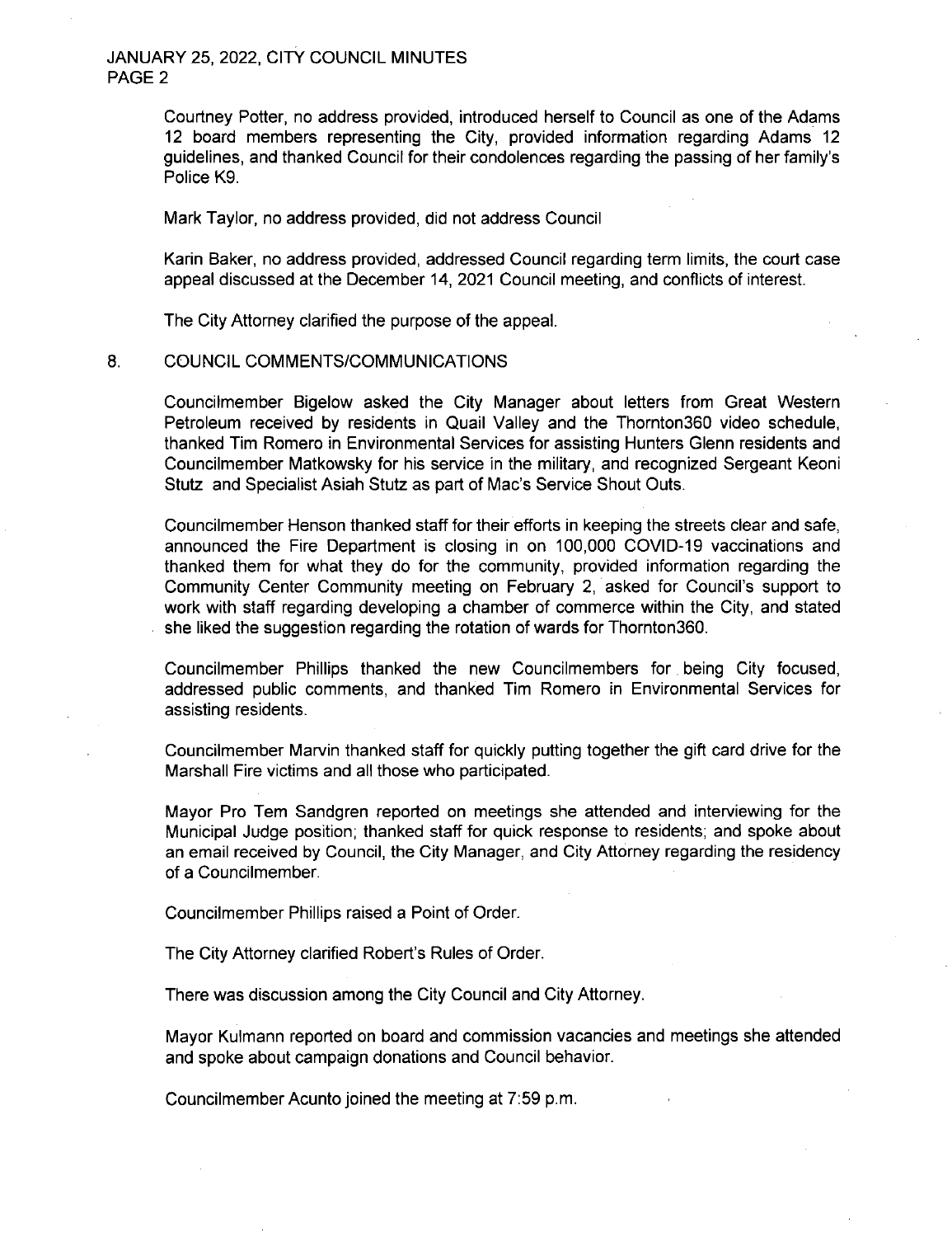Courtney Potter, no address provided, introduced herself to Council as one of the Adams 12 board members representing the City, provided information regarding Adams 12 guidelines, and thanked Council for their condolences regarding the passing of her family's Police K9.

Mark Taylor, no address provided, did not address Council

Karin Baker, no address provided, addressed Council regarding term limits, the court case appeal discussed at the December 14, 2021 Council meeting, and conflicts of interest.

The City Attorney clarified the purpose of the appeal.

## 8. COUNCIL COMMENTS/COMMUNICATIONS

Councilmember Bigelow asked the City Manager about letters from Great Western Petroleum received by residents in Quail Valley and the Thornton360 video schedule, thanked Tim Romero in Environmental Services for assisting Hunters Glenn residents and Councilmember Matkowsky for his service in the military, and recognized Sergeant Keoni Stutz and Specialist Asiah Stutz as part of Mac's Service Shout Outs.

Councilmember Henson thanked staff for their efforts in keeping the streets clear and safe, announced the Fire Department is closing in on 100,000 COVID-19 vaccinations and thanked them for what they do for the community, provided information regarding the Community Center Community meeting on February 2, asked for Council's support to work with staff regarding developing a chamber of commerce within the City, and stated she liked the suggestion regarding the rotation of wards for Thornton360.

Councilmember Phillips thanked the new Councilmembers for being City focused, addressed public comments, and thanked Tim Romero in Environmental Services for assisting residents.

Councilmember Marvin thanked staff for quickly putting together the gift card drive for the Marshall Fire victims and all those who participated.

Mayor Pro Tem Sandgren reported on meetings she attended and interviewing for the Municipal Judge position; thanked staff for quick response to residents; and spoke about an email received by Council, the City Manager, and City Attorney regarding the residency of a Councilmember.

Councilmember Phillips raised a Point of Order.

The City Attorney clarified Robert's Rules of Order.

There was discussion among the City Council and City Attorney.

Mayor Kulmann reported on board and commission vacancies and meetings she attended and spoke about campaign donations and Council behavior.

Councilmember Acunto joined the meeting at 7:59 p.m.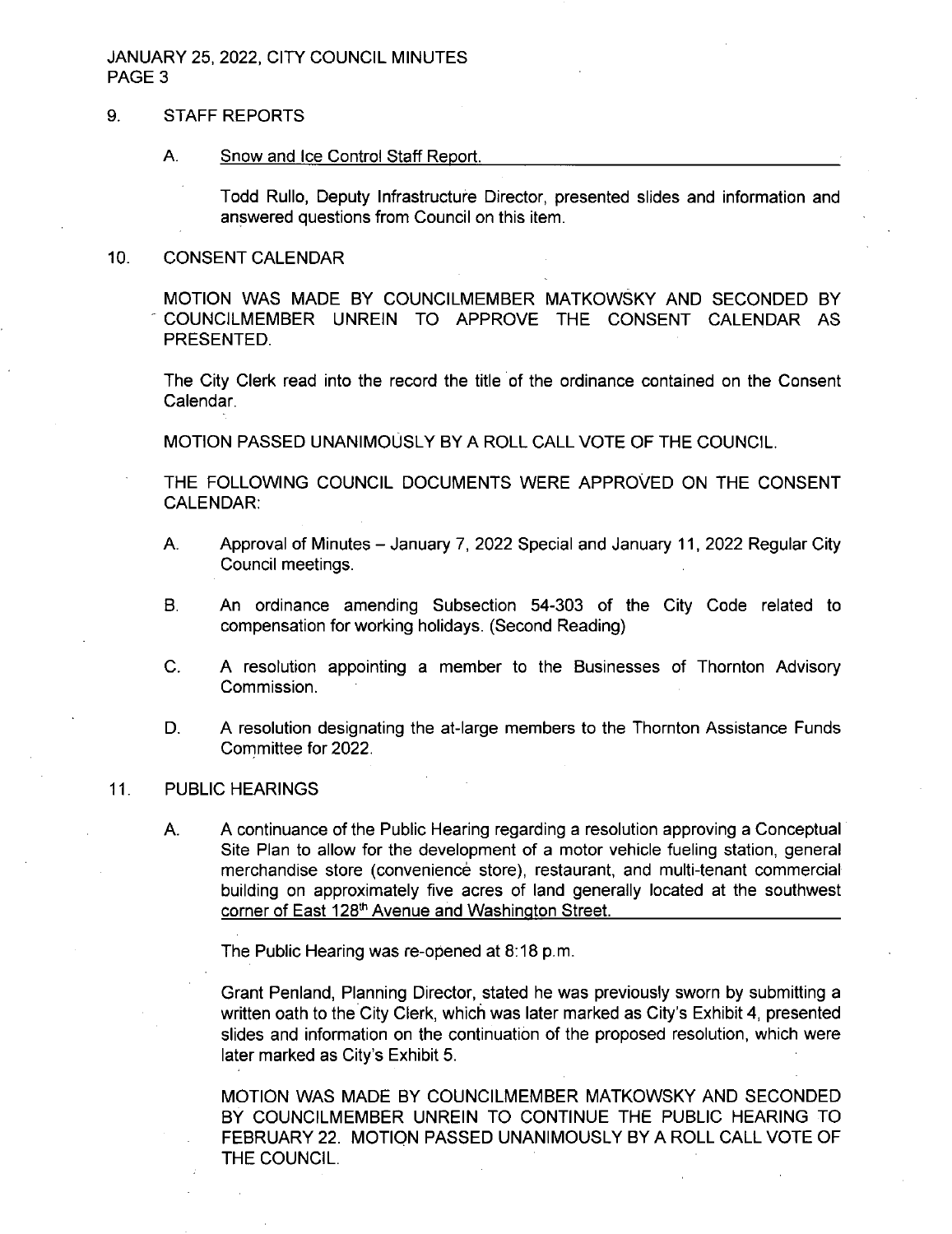## 9. STAFF REPORTS

### A. Snow and Ice Control Staff Report.

Todd Rullo, Deputy Infrastructure Director, presented slides and information and answered questions from Council on this item.

## 10. CONSENT CALENDAR

MOTION WAS MADE BY COUNCILMEMBER MATKOWSKY AND SECONDED BY COUNCILMEMBER UNREIN TO APPROVE THE CONSENT CALENDAR AS PRESENTED.

The City Clerk read into the record the title of the ordinance contained on the Consent Calendar.

MOTION PASSED UNANIMOUSLY BY A ROLL CALL VOTE OF THE COUNCIL.

THE FOLLOWING COUNCIL DOCUMENTS WERE APPROVED ON THE CONSENT CALENDAR:

A. Approval of Minutes – January 7, 2022 Special and January 11, 2022 Regular City Council meetings.

B. An ordinance amending Subsection 54-303 of the City Code related to compensation for working holidays. (Second Reading)

C. A resolution appointing a member to the Businesses of Thornton Advisory Commission.

D. A resolution designating the at-large members to the Thornton Assistance Funds Committee for 2022.

## 11. PUBLIC HEARINGS

### A. A continuance of the Public Hearing regarding a resolution approving a Conceptual Site Plan to allow for the development of a motor vehicle fueling station, general merchandise store (convenience store), restaurant, and multi-tenant commercial building on approximately five acres of land generally located at the southwest corner of East 128th Avenue and Washington Street.

The Public Hearing was re-opened at 8:18 p.m.

Grant Penland, Planning Director, stated he was previously sworn by submitting a written oath to the City Clerk, which was later marked as City's Exhibit 4, presented slides and information on the continuation of the proposed resolution, which were later marked as City's Exhibit 5.

MOTION WAS MADE BY COUNCILMEMBER MATKOWSKY AND SECONDED BY COUNCILMEMBER UNREIN TO CONTINUE THE PUBLIC HEARING TO FEBRUARY 22. MOTION PASSED UNANIMOUSLY BY A ROLL CALL VOTE OF THE COUNCIL.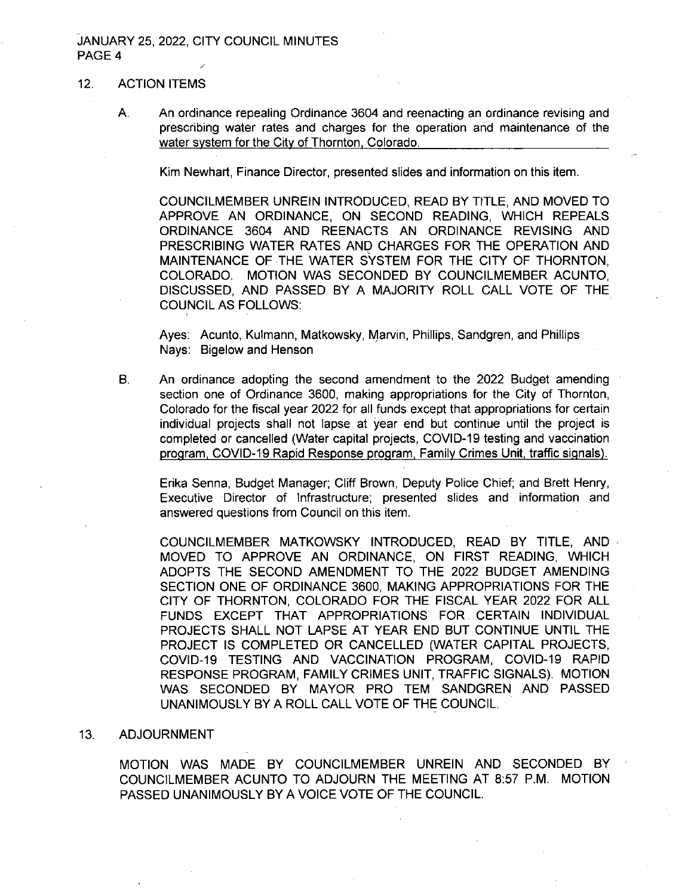## 12. ACTION ITEMS

A. An ordinance repealing Ordinance 3604 and reenacting an ordinance revising and prescribing water rates and charges for the operation and maintenance of the water system for the City of Thornton, Colorado.

Kim Newhart, Finance Director, presented slides and information on this item.

COUNCILMEMBER UNREIN INTRODUCED, READ BY TITLE, AND MOVED TO APPROVE AN ORDINANCE, ON SECOND READING, WHICH REPEALS ORDINANCE 3604 AND REENACTS AN ORDINANCE REVISING AND PRESCRIBING WATER RATES AND CHARGES FOR THE OPERATION AND MAINTENANCE OF THE WATER SYSTEM FOR THE CITY OF THORNTON, COLORADO. MOTION WAS SECONDED BY COUNCILMEMBER ACUNTO, DISCUSSED, AND PASSED BY A MAJORITY ROLL CALL VOTE OF THE COUNCIL AS FOLLOWS:

Ayes: Acunto, Kulmann, Matkowsky, Marvin, Phillips, Sandgren, and Phillips
Nays: Bigelow and Henson

B. An ordinance adopting the second amendment to the 2022 Budget amending section one of Ordinance 3600, making appropriations for the City of Thornton, Colorado for the fiscal year 2022 for all funds except that appropriations for certain individual projects shall not lapse at year end but continue until the project is completed or cancelled (Water capital projects, COVID-19 testing and vaccination program, COVID-19 Rapid Response program, Family Crimes Unit, traffic signals).

Erika Senna, Budget Manager; Cliff Brown, Deputy Police Chief; and Brett Henry, Executive Director of Infrastructure; presented slides and information and answered questions from Council on this item.

COUNCILMEMBER MATKOWSKY INTRODUCED, READ BY TITLE, AND MOVED TO APPROVE AN ORDINANCE, ON FIRST READING, WHICH ADOPTS THE SECOND AMENDMENT TO THE 2022 BUDGET AMENDING SECTION ONE OF ORDINANCE 3600, MAKING APPROPRIATIONS FOR THE CITY OF THORNTON, COLORADO FOR THE FISCAL YEAR 2022 FOR ALL FUNDS EXCEPT THAT APPROPRIATIONS FOR CERTAIN INDIVIDUAL PROJECTS SHALL NOT LAPSE AT YEAR END BUT CONTINUE UNTIL THE PROJECT IS COMPLETED OR CANCELLED (WATER CAPITAL PROJECTS, COVID-19 TESTING AND VACCINATION PROGRAM, COVID-19 RAPID RESPONSE PROGRAM, FAMILY CRIMES UNIT, TRAFFIC SIGNALS). MOTION WAS SECONDED BY MAYOR PRO TEM SANDGREN AND PASSED UNANIMOUSLY BY A ROLL CALL VOTE OF THE COUNCIL.

## 13. ADJOURNMENT

MOTION WAS MADE BY COUNCILMEMBER UNREIN AND SECONDED BY COUNCILMEMBER ACUNTO TO ADJOURN THE MEETING AT 8:57 P.M. MOTION PASSED UNANIMOUSLY BY A VOICE VOTE OF THE COUNCIL.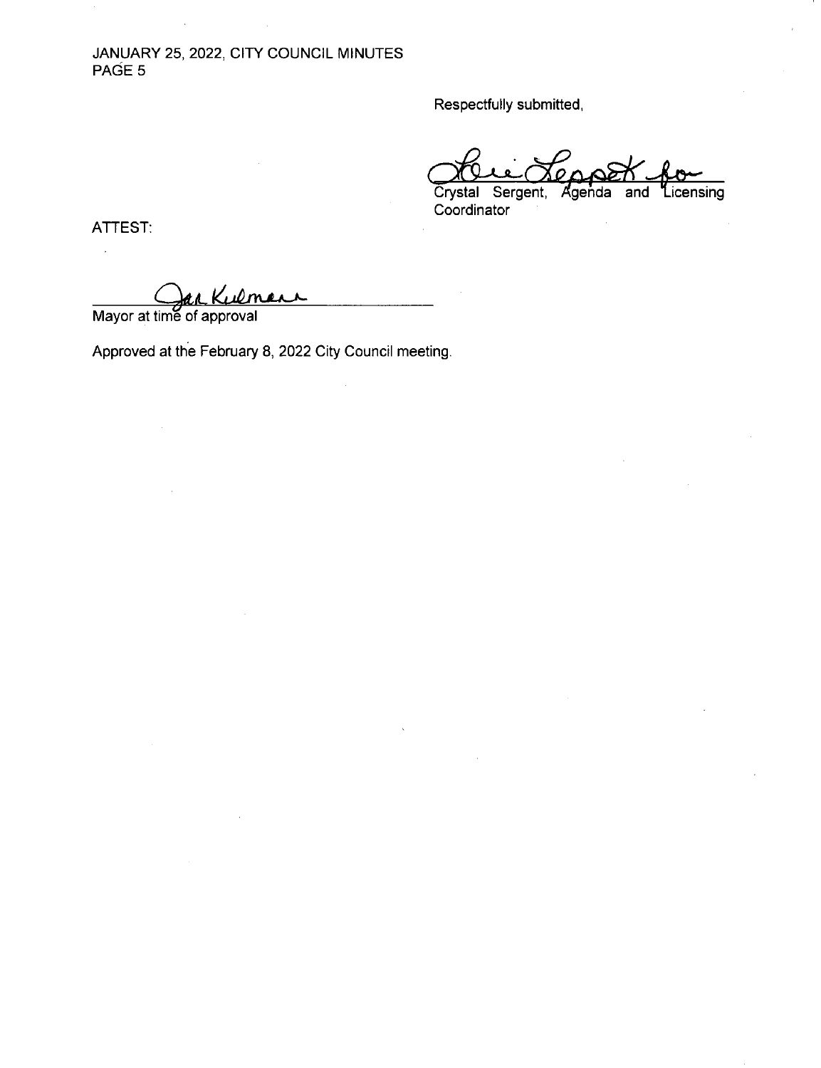Respectfully submitted,

Crystal Sergent, Agenda and Licensing Coordinator

ATTEST:

Mayor at time of approval

Approved at the February 8, 2022 City Council meeting.